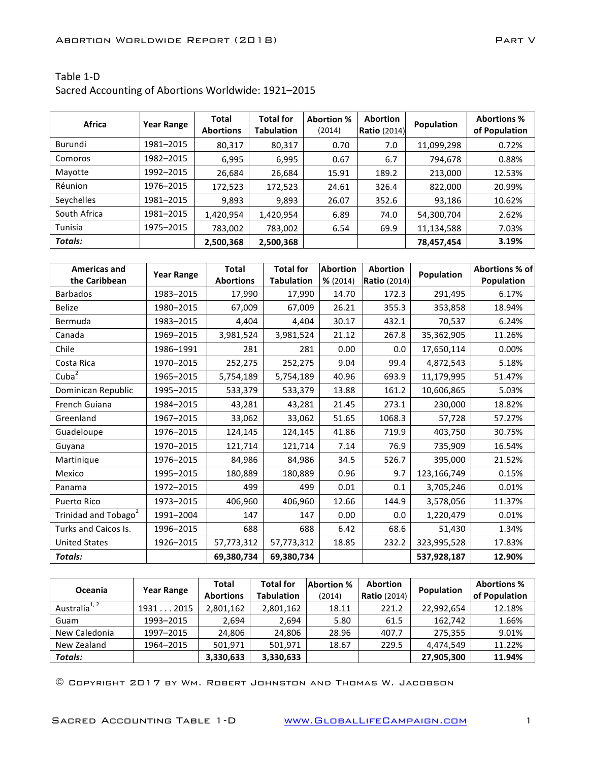Table 1-D

Sacred Accounting of Abortions Worldwide: 1921–2015

| Africa | Year Range | Total Abortions | Total for Tabulation | Abortion % (2014) | Abortion Ratio (2014) | Population | Abortions % of Population |
|---|---|---|---|---|---|---|---|
| Burundi | 1981–2015 | 80,317 | 80,317 | 0.70 | 7.0 | 11,099,298 | 0.72% |
| Comoros | 1982–2015 | 6,995 | 6,995 | 0.67 | 6.7 | 794,678 | 0.88% |
| Mayotte | 1992–2015 | 26,684 | 26,684 | 15.91 | 189.2 | 213,000 | 12.53% |
| Réunion | 1976–2015 | 172,523 | 172,523 | 24.61 | 326.4 | 822,000 | 20.99% |
| Seychelles | 1981–2015 | 9,893 | 9,893 | 26.07 | 352.6 | 93,186 | 10.62% |
| South Africa | 1981–2015 | 1,420,954 | 1,420,954 | 6.89 | 74.0 | 54,300,704 | 2.62% |
| Tunisia | 1975–2015 | 783,002 | 783,002 | 6.54 | 69.9 | 11,134,588 | 7.03% |
| ***Totals:*** | | **2,500,368** | **2,500,368** | | | **78,457,454** | **3.19%** |

| Americas and the Caribbean | Year Range | Total Abortions | Total for Tabulation | Abortion % (2014) | Abortion Ratio (2014) | Population | Abortions % of Population |
|---|---|---|---|---|---|---|---|
| Barbados | 1983–2015 | 17,990 | 17,990 | 14.70 | 172.3 | 291,495 | 6.17% |
| Belize | 1980–2015 | 67,009 | 67,009 | 26.21 | 355.3 | 353,858 | 18.94% |
| Bermuda | 1983–2015 | 4,404 | 4,404 | 30.17 | 432.1 | 70,537 | 6.24% |
| Canada | 1969–2015 | 3,981,524 | 3,981,524 | 21.12 | 267.8 | 35,362,905 | 11.26% |
| Chile | 1986–1991 | 281 | 281 | 0.00 | 0.0 | 17,650,114 | 0.00% |
| Costa Rica | 1970–2015 | 252,275 | 252,275 | 9.04 | 99.4 | 4,872,543 | 5.18% |
| Cuba[2] | 1965–2015 | 5,754,189 | 5,754,189 | 40.96 | 693.9 | 11,179,995 | 51.47% |
| Dominican Republic | 1995–2015 | 533,379 | 533,379 | 13.88 | 161.2 | 10,606,865 | 5.03% |
| French Guiana | 1984–2015 | 43,281 | 43,281 | 21.45 | 273.1 | 230,000 | 18.82% |
| Greenland | 1967–2015 | 33,062 | 33,062 | 51.65 | 1068.3 | 57,728 | 57.27% |
| Guadeloupe | 1976–2015 | 124,145 | 124,145 | 41.86 | 719.9 | 403,750 | 30.75% |
| Guyana | 1970–2015 | 121,714 | 121,714 | 7.14 | 76.9 | 735,909 | 16.54% |
| Martinique | 1976–2015 | 84,986 | 84,986 | 34.5 | 526.7 | 395,000 | 21.52% |
| Mexico | 1995–2015 | 180,889 | 180,889 | 0.96 | 9.7 | 123,166,749 | 0.15% |
| Panama | 1972–2015 | 499 | 499 | 0.01 | 0.1 | 3,705,246 | 0.01% |
| Puerto Rico | 1973–2015 | 406,960 | 406,960 | 12.66 | 144.9 | 3,578,056 | 11.37% |
| Trinidad and Tobago[2] | 1991–2004 | 147 | 147 | 0.00 | 0.0 | 1,220,479 | 0.01% |
| Turks and Caicos Is. | 1996–2015 | 688 | 688 | 6.42 | 68.6 | 51,430 | 1.34% |
| United States | 1926–2015 | 57,773,312 | 57,773,312 | 18.85 | 232.2 | 323,995,528 | 17.83% |
| ***Totals:*** | | **69,380,734** | **69,380,734** | | | **537,928,187** | **12.90%** |

| Oceania | Year Range | Total Abortions | Total for Tabulation | Abortion % (2014) | Abortion Ratio (2014) | Population | Abortions % of Population |
|---|---|---|---|---|---|---|---|
| Australia[1, 2] | 1931 . . . 2015 | 2,801,162 | 2,801,162 | 18.11 | 221.2 | 22,992,654 | 12.18% |
| Guam | 1993–2015 | 2,694 | 2,694 | 5.80 | 61.5 | 162,742 | 1.66% |
| New Caledonia | 1997–2015 | 24,806 | 24,806 | 28.96 | 407.7 | 275,355 | 9.01% |
| New Zealand | 1964–2015 | 501,971 | 501,971 | 18.67 | 229.5 | 4,474,549 | 11.22% |
| ***Totals:*** | | **3,330,633** | **3,330,633** | | | **27,905,300** | **11.94%** |

© Copyright 2017 by Wm. Robert Johnston and Thomas W. Jacobson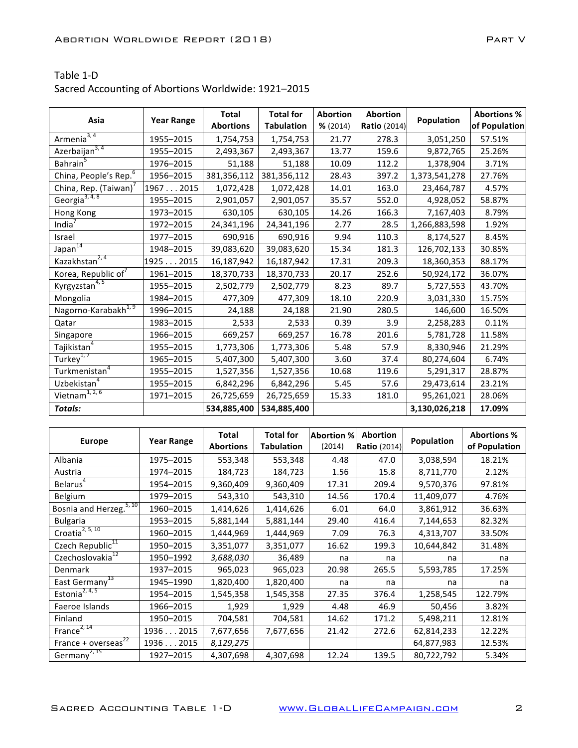Table 1-D

Sacred Accounting of Abortions Worldwide: 1921–2015

| Asia | Year Range | Total Abortions | Total for Tabulation | Abortion % (2014) | Abortion Ratio (2014) | Population | Abortions % of Population |
|---|---|---|---|---|---|---|---|
| Armenia[3, 4] | 1955–2015 | 1,754,753 | 1,754,753 | 21.77 | 278.3 | 3,051,250 | 57.51% |
| Azerbaijan[3, 4] | 1955–2015 | 2,493,367 | 2,493,367 | 13.77 | 159.6 | 9,872,765 | 25.26% |
| Bahrain[5] | 1976–2015 | 51,188 | 51,188 | 10.09 | 112.2 | 1,378,904 | 3.71% |
| China, People's Rep.[6] | 1956–2015 | 381,356,112 | 381,356,112 | 28.43 | 397.2 | 1,373,541,278 | 27.76% |
| China, Rep. (Taiwan)[7] | 1967 . . . 2015 | 1,072,428 | 1,072,428 | 14.01 | 163.0 | 23,464,787 | 4.57% |
| Georgia[3, 4, 8] | 1955–2015 | 2,901,057 | 2,901,057 | 35.57 | 552.0 | 4,928,052 | 58.87% |
| Hong Kong | 1973–2015 | 630,105 | 630,105 | 14.26 | 166.3 | 7,167,403 | 8.79% |
| India[7] | 1972–2015 | 24,341,196 | 24,341,196 | 2.77 | 28.5 | 1,266,883,598 | 1.92% |
| Israel | 1977–2015 | 690,916 | 690,916 | 9.94 | 110.3 | 8,174,527 | 8.45% |
| Japan[14] | 1948–2015 | 39,083,620 | 39,083,620 | 15.34 | 181.3 | 126,702,133 | 30.85% |
| Kazakhstan[2, 4] | 1925 . . . 2015 | 16,187,942 | 16,187,942 | 17.31 | 209.3 | 18,360,353 | 88.17% |
| Korea, Republic of[7] | 1961–2015 | 18,370,733 | 18,370,733 | 20.17 | 252.6 | 50,924,172 | 36.07% |
| Kyrgyzstan[4, 5] | 1955–2015 | 2,502,779 | 2,502,779 | 8.23 | 89.7 | 5,727,553 | 43.70% |
| Mongolia | 1984–2015 | 477,309 | 477,309 | 18.10 | 220.9 | 3,031,330 | 15.75% |
| Nagorno-Karabakh[1, 9] | 1996–2015 | 24,188 | 24,188 | 21.90 | 280.5 | 146,600 | 16.50% |
| Qatar | 1983–2015 | 2,533 | 2,533 | 0.39 | 3.9 | 2,258,283 | 0.11% |
| Singapore | 1966–2015 | 669,257 | 669,257 | 16.78 | 201.6 | 5,781,728 | 11.58% |
| Tajikistan[4] | 1955–2015 | 1,773,306 | 1,773,306 | 5.48 | 57.9 | 8,330,946 | 21.29% |
| Turkey[1, 7] | 1965–2015 | 5,407,300 | 5,407,300 | 3.60 | 37.4 | 80,274,604 | 6.74% |
| Turkmenistan[4] | 1955–2015 | 1,527,356 | 1,527,356 | 10.68 | 119.6 | 5,291,317 | 28.87% |
| Uzbekistan[4] | 1955–2015 | 6,842,296 | 6,842,296 | 5.45 | 57.6 | 29,473,614 | 23.21% |
| Vietnam[1, 2, 6] | 1971–2015 | 26,725,659 | 26,725,659 | 15.33 | 181.0 | 95,261,021 | 28.06% |
| ***Totals:*** | | **534,885,400** | **534,885,400** | | | **3,130,026,218** | **17.09%** |

| Europe | Year Range | Total Abortions | Total for Tabulation | Abortion % (2014) | Abortion Ratio (2014) | Population | Abortions % of Population |
|---|---|---|---|---|---|---|---|
| Albania | 1975–2015 | 553,348 | 553,348 | 4.48 | 47.0 | 3,038,594 | 18.21% |
| Austria | 1974–2015 | 184,723 | 184,723 | 1.56 | 15.8 | 8,711,770 | 2.12% |
| Belarus[4] | 1954–2015 | 9,360,409 | 9,360,409 | 17.31 | 209.4 | 9,570,376 | 97.81% |
| Belgium | 1979–2015 | 543,310 | 543,310 | 14.56 | 170.4 | 11,409,077 | 4.76% |
| Bosnia and Herzeg.[5, 10] | 1960–2015 | 1,414,626 | 1,414,626 | 6.01 | 64.0 | 3,861,912 | 36.63% |
| Bulgaria | 1953–2015 | 5,881,144 | 5,881,144 | 29.40 | 416.4 | 7,144,653 | 82.32% |
| Croatia[2, 5, 10] | 1960–2015 | 1,444,969 | 1,444,969 | 7.09 | 76.3 | 4,313,707 | 33.50% |
| Czech Republic[11] | 1950–2015 | 3,351,077 | 3,351,077 | 16.62 | 199.3 | 10,644,842 | 31.48% |
| Czechoslovakia[12] | 1950–1992 | *3,688,030* | 36,489 | na | na | na | na |
| Denmark | 1937–2015 | 965,023 | 965,023 | 20.98 | 265.5 | 5,593,785 | 17.25% |
| East Germany[13] | 1945–1990 | 1,820,400 | 1,820,400 | na | na | na | na |
| Estonia[2, 4, 5] | 1954–2015 | 1,545,358 | 1,545,358 | 27.35 | 376.4 | 1,258,545 | 122.79% |
| Faeroe Islands | 1966–2015 | 1,929 | 1,929 | 4.48 | 46.9 | 50,456 | 3.82% |
| Finland | 1950–2015 | 704,581 | 704,581 | 14.62 | 171.2 | 5,498,211 | 12.81% |
| France[2, 14] | 1936 . . . 2015 | 7,677,656 | 7,677,656 | 21.42 | 272.6 | 62,814,233 | 12.22% |
| France + overseas[22] | 1936 . . . 2015 | *8,129,275* | | | | 64,877,983 | 12.53% |
| Germany[2, 15] | 1927–2015 | 4,307,698 | 4,307,698 | 12.24 | 139.5 | 80,722,792 | 5.34% |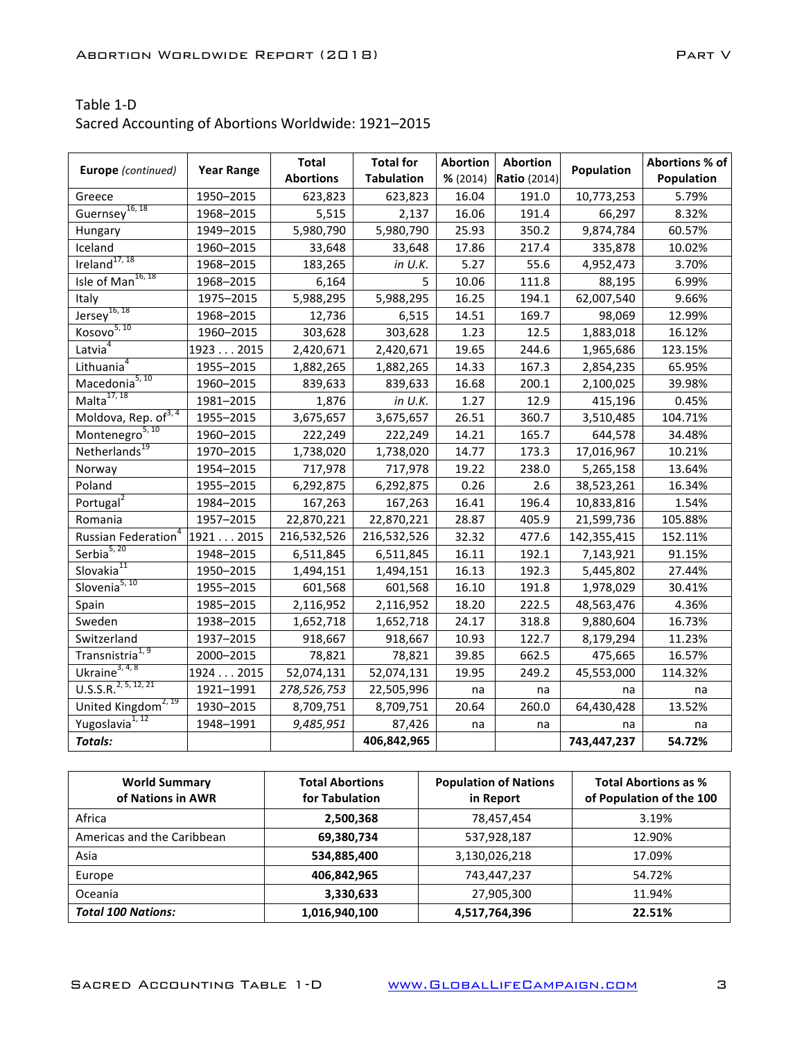Table 1-D
Sacred Accounting of Abortions Worldwide: 1921–2015

| **Europe** *(continued)* | **Year Range** | **Total Abortions** | **Total for Tabulation** | **Abortion % (2014)** | **Abortion Ratio (2014)** | **Population** | **Abortions % of Population** |
|---|---|---|---|---|---|---|---|
| Greece | 1950–2015 | 623,823 | 623,823 | 16.04 | 191.0 | 10,773,253 | 5.79% |
| Guernsey[16, 18] | 1968–2015 | 5,515 | 2,137 | 16.06 | 191.4 | 66,297 | 8.32% |
| Hungary | 1949–2015 | 5,980,790 | 5,980,790 | 25.93 | 350.2 | 9,874,784 | 60.57% |
| Iceland | 1960–2015 | 33,648 | 33,648 | 17.86 | 217.4 | 335,878 | 10.02% |
| Ireland[17, 18] | 1968–2015 | 183,265 | *in U.K.* | 5.27 | 55.6 | 4,952,473 | 3.70% |
| Isle of Man[16, 18] | 1968–2015 | 6,164 | 5 | 10.06 | 111.8 | 88,195 | 6.99% |
| Italy | 1975–2015 | 5,988,295 | 5,988,295 | 16.25 | 194.1 | 62,007,540 | 9.66% |
| Jersey[16, 18] | 1968–2015 | 12,736 | 6,515 | 14.51 | 169.7 | 98,069 | 12.99% |
| Kosovo[5, 10] | 1960–2015 | 303,628 | 303,628 | 1.23 | 12.5 | 1,883,018 | 16.12% |
| Latvia[4] | 1923 . . . 2015 | 2,420,671 | 2,420,671 | 19.65 | 244.6 | 1,965,686 | 123.15% |
| Lithuania[4] | 1955–2015 | 1,882,265 | 1,882,265 | 14.33 | 167.3 | 2,854,235 | 65.95% |
| Macedonia[5, 10] | 1960–2015 | 839,633 | 839,633 | 16.68 | 200.1 | 2,100,025 | 39.98% |
| Malta[17, 18] | 1981–2015 | 1,876 | *in U.K.* | 1.27 | 12.9 | 415,196 | 0.45% |
| Moldova, Rep. of[3, 4] | 1955–2015 | 3,675,657 | 3,675,657 | 26.51 | 360.7 | 3,510,485 | 104.71% |
| Montenegro[5, 10] | 1960–2015 | 222,249 | 222,249 | 14.21 | 165.7 | 644,578 | 34.48% |
| Netherlands[19] | 1970–2015 | 1,738,020 | 1,738,020 | 14.77 | 173.3 | 17,016,967 | 10.21% |
| Norway | 1954–2015 | 717,978 | 717,978 | 19.22 | 238.0 | 5,265,158 | 13.64% |
| Poland | 1955–2015 | 6,292,875 | 6,292,875 | 0.26 | 2.6 | 38,523,261 | 16.34% |
| Portugal[2] | 1984–2015 | 167,263 | 167,263 | 16.41 | 196.4 | 10,833,816 | 1.54% |
| Romania | 1957–2015 | 22,870,221 | 22,870,221 | 28.87 | 405.9 | 21,599,736 | 105.88% |
| Russian Federation[4] | 1921 . . . 2015 | 216,532,526 | 216,532,526 | 32.32 | 477.6 | 142,355,415 | 152.11% |
| Serbia[5, 20] | 1948–2015 | 6,511,845 | 6,511,845 | 16.11 | 192.1 | 7,143,921 | 91.15% |
| Slovakia[11] | 1950–2015 | 1,494,151 | 1,494,151 | 16.13 | 192.3 | 5,445,802 | 27.44% |
| Slovenia[5, 10] | 1955–2015 | 601,568 | 601,568 | 16.10 | 191.8 | 1,978,029 | 30.41% |
| Spain | 1985–2015 | 2,116,952 | 2,116,952 | 18.20 | 222.5 | 48,563,476 | 4.36% |
| Sweden | 1938–2015 | 1,652,718 | 1,652,718 | 24.17 | 318.8 | 9,880,604 | 16.73% |
| Switzerland | 1937–2015 | 918,667 | 918,667 | 10.93 | 122.7 | 8,179,294 | 11.23% |
| Transnistria[1, 9] | 2000–2015 | 78,821 | 78,821 | 39.85 | 662.5 | 475,665 | 16.57% |
| Ukraine[3, 4, 8] | 1924 . . . 2015 | 52,074,131 | 52,074,131 | 19.95 | 249.2 | 45,553,000 | 114.32% |
| U.S.S.R.[2, 5, 12, 21] | 1921–1991 | *278,526,753* | 22,505,996 | na | na | na | na |
| United Kingdom[2, 19] | 1930–2015 | 8,709,751 | 8,709,751 | 20.64 | 260.0 | 64,430,428 | 13.52% |
| Yugoslavia[1, 12] | 1948–1991 | *9,485,951* | 87,426 | na | na | na | na |
| ***Totals:*** | | | **406,842,965** | | | **743,447,237** | **54.72%** |

| **World Summary of Nations in AWR** | **Total Abortions for Tabulation** | **Population of Nations in Report** | **Total Abortions as % of Population of the 100** |
|---|---|---|---|
| Africa | **2,500,368** | 78,457,454 | 3.19% |
| Americas and the Caribbean | **69,380,734** | 537,928,187 | 12.90% |
| Asia | **534,885,400** | 3,130,026,218 | 17.09% |
| Europe | **406,842,965** | 743,447,237 | 54.72% |
| Oceania | **3,330,633** | 27,905,300 | 11.94% |
| ***Total 100 Nations:*** | **1,016,940,100** | **4,517,764,396** | **22.51%** |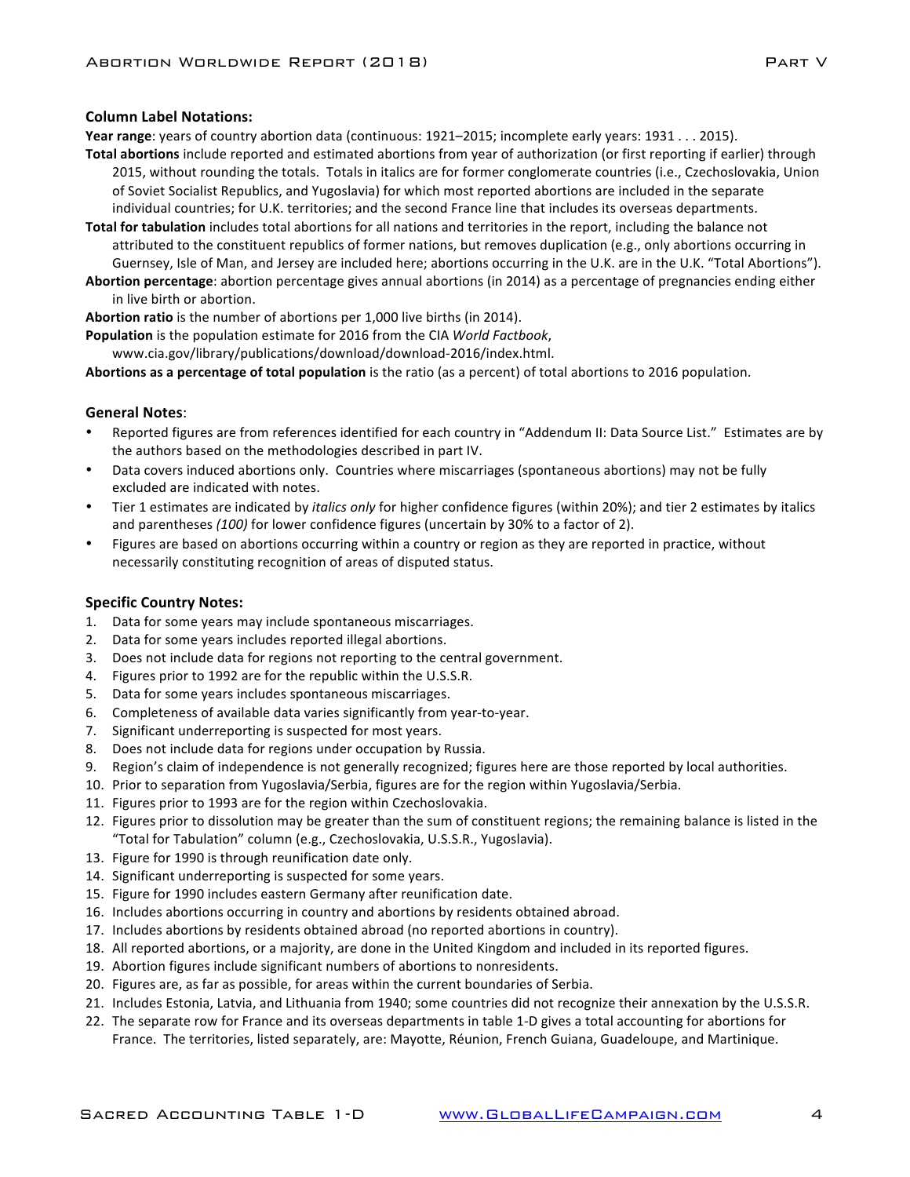**Column Label Notations:**

**Year range**: years of country abortion data (continuous: 1921–2015; incomplete early years: 1931 . . . 2015).

**Total abortions** include reported and estimated abortions from year of authorization (or first reporting if earlier) through 2015, without rounding the totals. Totals in italics are for former conglomerate countries (i.e., Czechoslovakia, Union of Soviet Socialist Republics, and Yugoslavia) for which most reported abortions are included in the separate individual countries; for U.K. territories; and the second France line that includes its overseas departments.

**Total for tabulation** includes total abortions for all nations and territories in the report, including the balance not attributed to the constituent republics of former nations, but removes duplication (e.g., only abortions occurring in Guernsey, Isle of Man, and Jersey are included here; abortions occurring in the U.K. are in the U.K. "Total Abortions").

**Abortion percentage**: abortion percentage gives annual abortions (in 2014) as a percentage of pregnancies ending either in live birth or abortion.

**Abortion ratio** is the number of abortions per 1,000 live births (in 2014).

**Population** is the population estimate for 2016 from the CIA *World Factbook*, www.cia.gov/library/publications/download/download-2016/index.html.

**Abortions as a percentage of total population** is the ratio (as a percent) of total abortions to 2016 population.

**General Notes**:

- Reported figures are from references identified for each country in "Addendum II: Data Source List." Estimates are by the authors based on the methodologies described in part IV.
- Data covers induced abortions only. Countries where miscarriages (spontaneous abortions) may not be fully excluded are indicated with notes.
- Tier 1 estimates are indicated by *italics only* for higher confidence figures (within 20%); and tier 2 estimates by italics and parentheses *(100)* for lower confidence figures (uncertain by 30% to a factor of 2).
- Figures are based on abortions occurring within a country or region as they are reported in practice, without necessarily constituting recognition of areas of disputed status.

**Specific Country Notes:**

1. Data for some years may include spontaneous miscarriages.
2. Data for some years includes reported illegal abortions.
3. Does not include data for regions not reporting to the central government.
4. Figures prior to 1992 are for the republic within the U.S.S.R.
5. Data for some years includes spontaneous miscarriages.
6. Completeness of available data varies significantly from year-to-year.
7. Significant underreporting is suspected for most years.
8. Does not include data for regions under occupation by Russia.
9. Region's claim of independence is not generally recognized; figures here are those reported by local authorities.
10. Prior to separation from Yugoslavia/Serbia, figures are for the region within Yugoslavia/Serbia.
11. Figures prior to 1993 are for the region within Czechoslovakia.
12. Figures prior to dissolution may be greater than the sum of constituent regions; the remaining balance is listed in the "Total for Tabulation" column (e.g., Czechoslovakia, U.S.S.R., Yugoslavia).
13. Figure for 1990 is through reunification date only.
14. Significant underreporting is suspected for some years.
15. Figure for 1990 includes eastern Germany after reunification date.
16. Includes abortions occurring in country and abortions by residents obtained abroad.
17. Includes abortions by residents obtained abroad (no reported abortions in country).
18. All reported abortions, or a majority, are done in the United Kingdom and included in its reported figures.
19. Abortion figures include significant numbers of abortions to nonresidents.
20. Figures are, as far as possible, for areas within the current boundaries of Serbia.
21. Includes Estonia, Latvia, and Lithuania from 1940; some countries did not recognize their annexation by the U.S.S.R.
22. The separate row for France and its overseas departments in table 1-D gives a total accounting for abortions for France. The territories, listed separately, are: Mayotte, Réunion, French Guiana, Guadeloupe, and Martinique.